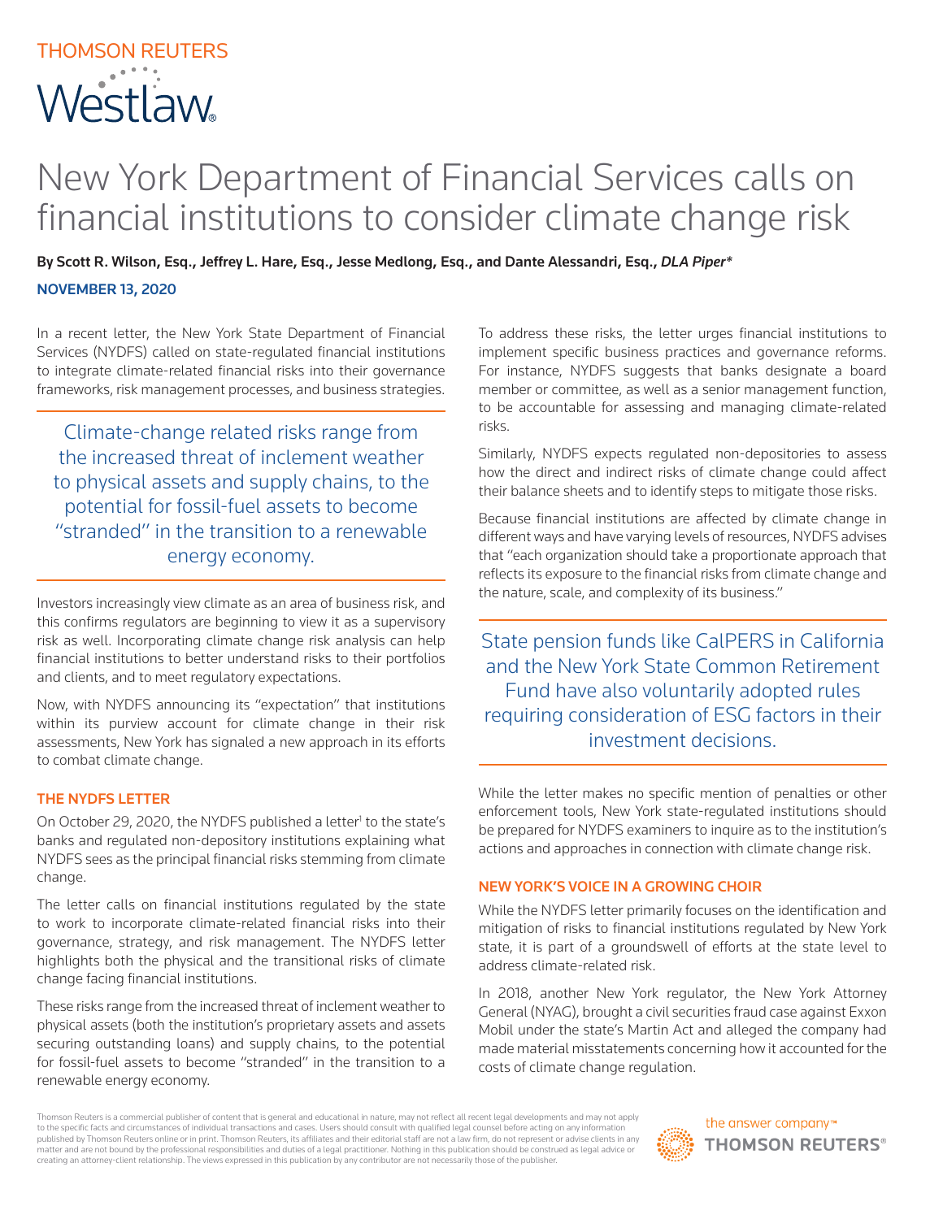# New York Department of Financial Services calls on financial institutions to consider climate change risk

**By Scott R. Wilson, Esq., Jeffrey L. Hare, Esq., Jesse Medlong, Esq., and Dante Alessandri, Esq., *DLA Piper****

**NOVEMBER 13, 2020**

In a recent letter, the New York State Department of Financial Services (NYDFS) called on state-regulated financial institutions to integrate climate-related financial risks into their governance frameworks, risk management processes, and business strategies.

> Climate-change related risks range from the increased threat of inclement weather to physical assets and supply chains, to the potential for fossil-fuel assets to become "stranded" in the transition to a renewable energy economy.

Investors increasingly view climate as an area of business risk, and this confirms regulators are beginning to view it as a supervisory risk as well. Incorporating climate change risk analysis can help financial institutions to better understand risks to their portfolios and clients, and to meet regulatory expectations.

Now, with NYDFS announcing its "expectation" that institutions within its purview account for climate change in their risk assessments, New York has signaled a new approach in its efforts to combat climate change.

## THE NYDFS LETTER

On October 29, 2020, the NYDFS published a letter[1] to the state's banks and regulated non-depository institutions explaining what NYDFS sees as the principal financial risks stemming from climate change.

The letter calls on financial institutions regulated by the state to work to incorporate climate-related financial risks into their governance, strategy, and risk management. The NYDFS letter highlights both the physical and the transitional risks of climate change facing financial institutions.

These risks range from the increased threat of inclement weather to physical assets (both the institution's proprietary assets and assets securing outstanding loans) and supply chains, to the potential for fossil-fuel assets to become "stranded" in the transition to a renewable energy economy.

To address these risks, the letter urges financial institutions to implement specific business practices and governance reforms. For instance, NYDFS suggests that banks designate a board member or committee, as well as a senior management function, to be accountable for assessing and managing climate-related risks.

Similarly, NYDFS expects regulated non-depositories to assess how the direct and indirect risks of climate change could affect their balance sheets and to identify steps to mitigate those risks.

Because financial institutions are affected by climate change in different ways and have varying levels of resources, NYDFS advises that "each organization should take a proportionate approach that reflects its exposure to the financial risks from climate change and the nature, scale, and complexity of its business."

> State pension funds like CalPERS in California and the New York State Common Retirement Fund have also voluntarily adopted rules requiring consideration of ESG factors in their investment decisions.

While the letter makes no specific mention of penalties or other enforcement tools, New York state-regulated institutions should be prepared for NYDFS examiners to inquire as to the institution's actions and approaches in connection with climate change risk.

## NEW YORK'S VOICE IN A GROWING CHOIR

While the NYDFS letter primarily focuses on the identification and mitigation of risks to financial institutions regulated by New York state, it is part of a groundswell of efforts at the state level to address climate-related risk.

In 2018, another New York regulator, the New York Attorney General (NYAG), brought a civil securities fraud case against Exxon Mobil under the state's Martin Act and alleged the company had made material misstatements concerning how it accounted for the costs of climate change regulation.

Thomson Reuters is a commercial publisher of content that is general and educational in nature, may not reflect all recent legal developments and may not apply to the specific facts and circumstances of individual transactions and cases. Users should consult with qualified legal counsel before acting on any information published by Thomson Reuters online or in print. Thomson Reuters, its affiliates and their editorial staff are not a law firm, do not represent or advise clients in any matter and are not bound by the professional responsibilities and duties of a legal practitioner. Nothing in this publication should be construed as legal advice or creating an attorney-client relationship. The views expressed in this publication by any contributor are not necessarily those of the publisher.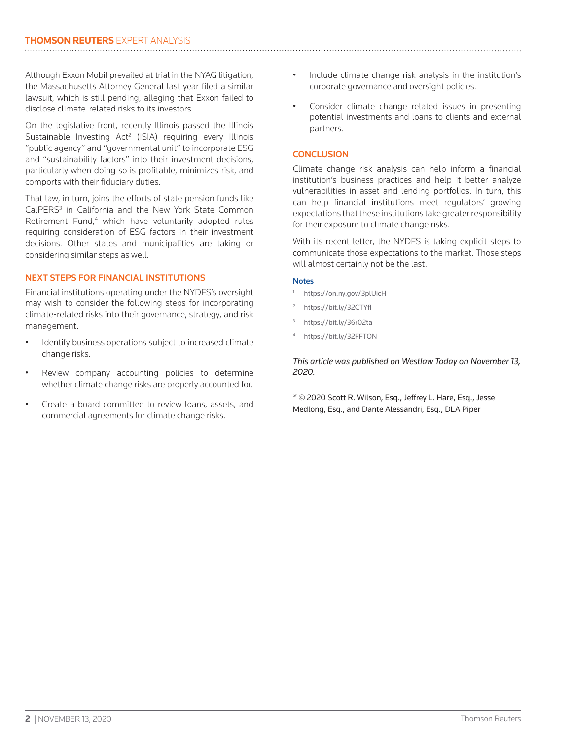Although Exxon Mobil prevailed at trial in the NYAG litigation, the Massachusetts Attorney General last year filed a similar lawsuit, which is still pending, alleging that Exxon failed to disclose climate-related risks to its investors.

On the legislative front, recently Illinois passed the Illinois Sustainable Investing Act[2] (ISIA) requiring every Illinois "public agency" and "governmental unit" to incorporate ESG and "sustainability factors" into their investment decisions, particularly when doing so is profitable, minimizes risk, and comports with their fiduciary duties.

That law, in turn, joins the efforts of state pension funds like CalPERS[3] in California and the New York State Common Retirement Fund,[4] which have voluntarily adopted rules requiring consideration of ESG factors in their investment decisions. Other states and municipalities are taking or considering similar steps as well.

## NEXT STEPS FOR FINANCIAL INSTITUTIONS

Financial institutions operating under the NYDFS's oversight may wish to consider the following steps for incorporating climate-related risks into their governance, strategy, and risk management.

- Identify business operations subject to increased climate change risks.
- Review company accounting policies to determine whether climate change risks are properly accounted for.
- Create a board committee to review loans, assets, and commercial agreements for climate change risks.
- Include climate change risk analysis in the institution's corporate governance and oversight policies.
- Consider climate change related issues in presenting potential investments and loans to clients and external partners.

## CONCLUSION

Climate change risk analysis can help inform a financial institution's business practices and help it better analyze vulnerabilities in asset and lending portfolios. In turn, this can help financial institutions meet regulators' growing expectations that these institutions take greater responsibility for their exposure to climate change risks.

With its recent letter, the NYDFS is taking explicit steps to communicate those expectations to the market. Those steps will almost certainly not be the last.

### Notes

1. https://on.ny.gov/3plUicH
2. https://bit.ly/32CTYfl
3. https://bit.ly/36r02ta
4. https://bit.ly/32FFTON

*This article was published on Westlaw Today on November 13, 2020.*

* © 2020 Scott R. Wilson, Esq., Jeffrey L. Hare, Esq., Jesse Medlong, Esq., and Dante Alessandri, Esq., DLA Piper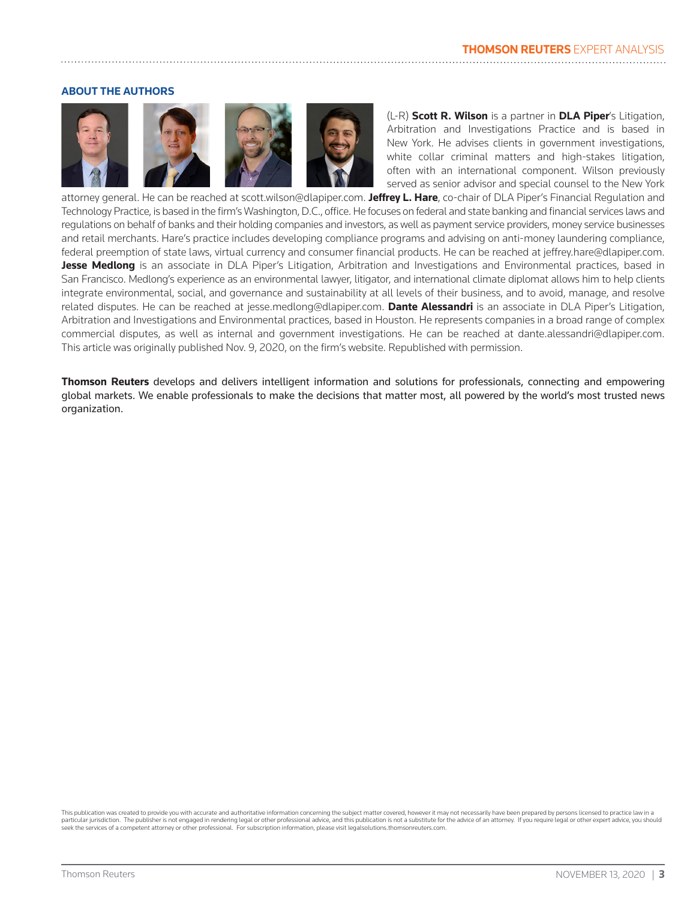## ABOUT THE AUTHORS

(L-R) **Scott R. Wilson** is a partner in **DLA Piper**'s Litigation, Arbitration and Investigations Practice and is based in New York. He advises clients in government investigations, white collar criminal matters and high-stakes litigation, often with an international component. Wilson previously served as senior advisor and special counsel to the New York attorney general. He can be reached at scott.wilson@dlapiper.com. **Jeffrey L. Hare**, co-chair of DLA Piper's Financial Regulation and Technology Practice, is based in the firm's Washington, D.C., office. He focuses on federal and state banking and financial services laws and regulations on behalf of banks and their holding companies and investors, as well as payment service providers, money service businesses and retail merchants. Hare's practice includes developing compliance programs and advising on anti-money laundering compliance, federal preemption of state laws, virtual currency and consumer financial products. He can be reached at jeffrey.hare@dlapiper.com. **Jesse Medlong** is an associate in DLA Piper's Litigation, Arbitration and Investigations and Environmental practices, based in San Francisco. Medlong's experience as an environmental lawyer, litigator, and international climate diplomat allows him to help clients integrate environmental, social, and governance and sustainability at all levels of their business, and to avoid, manage, and resolve related disputes. He can be reached at jesse.medlong@dlapiper.com. **Dante Alessandri** is an associate in DLA Piper's Litigation, Arbitration and Investigations and Environmental practices, based in Houston. He represents companies in a broad range of complex commercial disputes, as well as internal and government investigations. He can be reached at dante.alessandri@dlapiper.com. This article was originally published Nov. 9, 2020, on the firm's website. Republished with permission.

**Thomson Reuters** develops and delivers intelligent information and solutions for professionals, connecting and empowering global markets. We enable professionals to make the decisions that matter most, all powered by the world's most trusted news organization.

This publication was created to provide you with accurate and authoritative information concerning the subject matter covered, however it may not necessarily have been prepared by persons licensed to practice law in a particular jurisdiction. The publisher is not engaged in rendering legal or other professional advice, and this publication is not a substitute for the advice of an attorney. If you require legal or other expert advice, you should seek the services of a competent attorney or other professional. For subscription information, please visit legalsolutions.thomsonreuters.com.